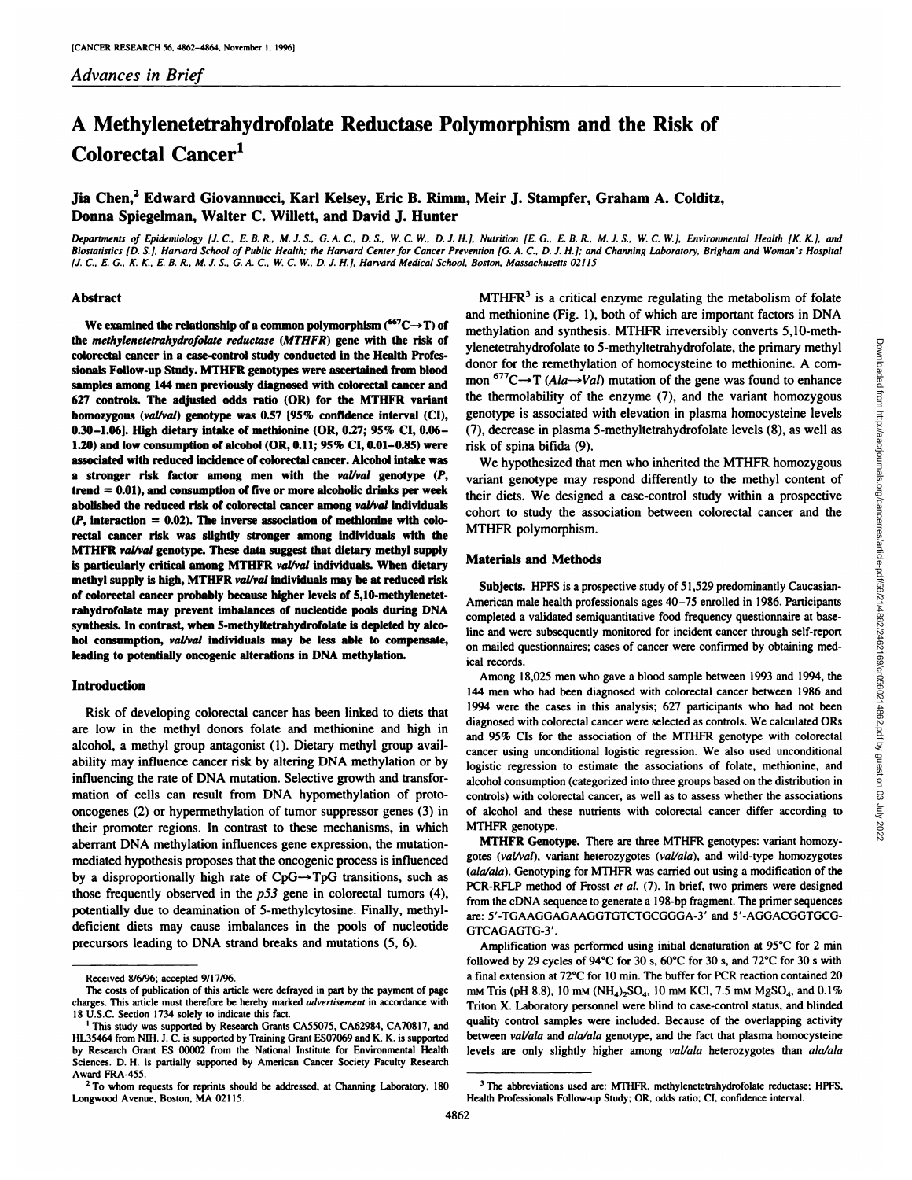*Advances in Brief*

# A Methylenetetrahydrofolate Reductase Polymorphism and the Risk of Colorectal Cancer[1]

**Jia Chen,[2] Edward Giovannucci, Karl Kelsey, Eric B. Rimm, Meir J. Stampfer, Graham A. Colditz, Donna Spiegelman, Walter C. Willett, and David J. Hunter**

*Departments of Epidemiology [J. C., E. B. R., M. J. S., G. A. C., D. S., W. C. W., D. J. H.], Nutrition [E. G., E. B. R., M. J. S., W. C. W.], Environmental Health [K. K.], and Biostatistics [D. S.], Harvard School of Public Health; the Harvard Center for Cancer Prevention [G. A. C., D. J. H.]; and Channing Laboratory, Brigham and Woman's Hospital [J. C., E. G., K. K., E. B. R., M. J. S., G. A. C., W. C. W., D. J. H.], Harvard Medical School, Boston, Massachusetts 02115*

## Abstract

**We examined the relationship of a common polymorphism ($^{667}$C→T) of the *methylenetetrahydrofolate reductase* (*MTHFR*) gene with the risk of colorectal cancer in a case-control study conducted in the Health Professionals Follow-up Study. MTHFR genotypes were ascertained from blood samples among 144 men previously diagnosed with colorectal cancer and 627 controls. The adjusted odds ratio (OR) for the MTHFR variant homozygous (*val/val*) genotype was 0.57 [95% confidence interval (CI), 0.30–1.06]. High dietary intake of methionine (OR, 0.27; 95% CI, 0.06–1.20) and low consumption of alcohol (OR, 0.11; 95% CI, 0.01–0.85) were associated with reduced incidence of colorectal cancer. Alcohol intake was a stronger risk factor among men with the *val/val* genotype (*P*, trend = 0.01), and consumption of five or more alcoholic drinks per week abolished the reduced risk of colorectal cancer among *val/val* individuals (*P*, interaction = 0.02). The inverse association of methionine with colorectal cancer risk was slightly stronger among individuals with the MTHFR *val/val* genotype. These data suggest that dietary methyl supply is particularly critical among MTHFR *val/val* individuals. When dietary methyl supply is high, MTHFR *val/val* individuals may be at reduced risk of colorectal cancer probably because higher levels of 5,10-methylenetetrahydrofolate may prevent imbalances of nucleotide pools during DNA synthesis. In contrast, when 5-methyltetrahydrofolate is depleted by alcohol consumption, *val/val* individuals may be less able to compensate, leading to potentially oncogenic alterations in DNA methylation.**

## Introduction

Risk of developing colorectal cancer has been linked to diets that are low in the methyl donors folate and methionine and high in alcohol, a methyl group antagonist (1). Dietary methyl group availability may influence cancer risk by altering DNA methylation or by influencing the rate of DNA mutation. Selective growth and transformation of cells can result from DNA hypomethylation of proto-oncogenes (2) or hypermethylation of tumor suppressor genes (3) in their promoter regions. In contrast to these mechanisms, in which aberrant DNA methylation influences gene expression, the mutation-mediated hypothesis proposes that the oncogenic process is influenced by a disproportionally high rate of CpG→TpG transitions, such as those frequently observed in the *p53* gene in colorectal tumors (4), potentially due to deamination of 5-methylcytosine. Finally, methyl-deficient diets may cause imbalances in the pools of nucleotide precursors leading to DNA strand breaks and mutations (5, 6).

MTHFR[3] is a critical enzyme regulating the metabolism of folate and methionine (Fig. 1), both of which are important factors in DNA methylation and synthesis. MTHFR irreversibly converts 5,10-methylenetetrahydrofolate to 5-methyltetrahydrofolate, the primary methyl donor for the remethylation of homocysteine to methionine. A common $^{677}$C→T (*Ala*→*Val*) mutation of the gene was found to enhance the thermolability of the enzyme (7), and the variant homozygous genotype is associated with elevation in plasma homocysteine levels (7), decrease in plasma 5-methyltetrahydrofolate levels (8), as well as risk of spina bifida (9).

We hypothesized that men who inherited the MTHFR homozygous variant genotype may respond differently to the methyl content of their diets. We designed a case-control study within a prospective cohort to study the association between colorectal cancer and the MTHFR polymorphism.

## Materials and Methods

**Subjects.** HPFS is a prospective study of 51,529 predominantly Caucasian-American male health professionals ages 40–75 enrolled in 1986. Participants completed a validated semiquantitative food frequency questionnaire at baseline and were subsequently monitored for incident cancer through self-report on mailed questionnaires; cases of cancer were confirmed by obtaining medical records.

Among 18,025 men who gave a blood sample between 1993 and 1994, the 144 men who had been diagnosed with colorectal cancer between 1986 and 1994 were the cases in this analysis; 627 participants who had not been diagnosed with colorectal cancer were selected as controls. We calculated ORs and 95% CIs for the association of the MTHFR genotype with colorectal cancer using unconditional logistic regression. We also used unconditional logistic regression to estimate the associations of folate, methionine, and alcohol consumption (categorized into three groups based on the distribution in controls) with colorectal cancer, as well as to assess whether the associations of alcohol and these nutrients with colorectal cancer differ according to MTHFR genotype.

**MTHFR Genotype.** There are three MTHFR genotypes: variant homozygotes (*val/val*), variant heterozygotes (*val/ala*), and wild-type homozygotes (*ala/ala*). Genotyping for MTHFR was carried out using a modification of the PCR-RFLP method of Frosst *et al.* (7). In brief, two primers were designed from the cDNA sequence to generate a 198-bp fragment. The primer sequences are: 5′-TGAAGGAGAAGGTGTCTGCGGGA-3′ and 5′-AGGACGGTGCGGTCAGAGTG-3′.

Amplification was performed using initial denaturation at 95°C for 2 min followed by 29 cycles of 94°C for 30 s, 60°C for 30 s, and 72°C for 30 s with a final extension at 72°C for 10 min. The buffer for PCR reaction contained 20 mM Tris (pH 8.8), 10 mM $(NH_4)_2SO_4$, 10 mM KCl, 7.5 mM $MgSO_4$, and 0.1% Triton X. Laboratory personnel were blind to case-control status, and blinded quality control samples were included. Because of the overlapping activity between *val/ala* and *ala/ala* genotype, and the fact that plasma homocysteine levels are only slightly higher among *val/ala* heterozygotes than *ala/ala*

---

Received 8/6/96; accepted 9/17/96.

The costs of publication of this article were defrayed in part by the payment of page charges. This article must therefore be hereby marked *advertisement* in accordance with 18 U.S.C. Section 1734 solely to indicate this fact.

[1] This study was supported by Research Grants CA55075, CA62984, CA70817, and HL35464 from NIH. J. C. is supported by Training Grant ES07069 and K. K. is supported by Research Grant ES 00002 from the National Institute for Environmental Health Sciences. D. H. is partially supported by American Cancer Society Faculty Research Award FRA-455.

[2] To whom requests for reprints should be addressed, at Channing Laboratory, 180 Longwood Avenue, Boston, MA 02115.

[3] The abbreviations used are: MTHFR, methylenetetrahydrofolate reductase; HPFS, Health Professionals Follow-up Study; OR, odds ratio; CI, confidence interval.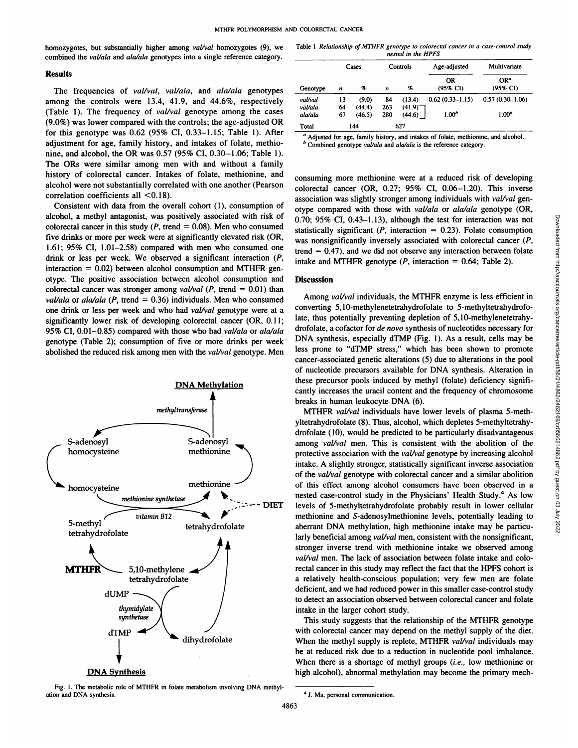homozygotes, but substantially higher among *val/val* homozygotes (9), we combined the *val/ala* and *ala/ala* genotypes into a single reference category.

## Results

The frequencies of *val/val*, *val/ala*, and *ala/ala* genotypes among the controls were 13.4, 41.9, and 44.6%, respectively (Table 1). The frequency of *val/val* genotype among the cases (9.0%) was lower compared with the controls; the age-adjusted OR for this genotype was 0.62 (95% CI, 0.33–1.15; Table 1). After adjustment for age, family history, and intakes of folate, methionine, and alcohol, the OR was 0.57 (95% CI, 0.30–1.06; Table 1). The ORs were similar among men with and without a family history of colorectal cancer. Intakes of folate, methionine, and alcohol were not substantially correlated with one another (Pearson correlation coefficients all <0.18).

Consistent with data from the overall cohort (1), consumption of alcohol, a methyl antagonist, was positively associated with risk of colorectal cancer in this study ($P$, trend = 0.08). Men who consumed five drinks or more per week were at significantly elevated risk (OR, 1.61; 95% CI, 1.01–2.58) compared with men who consumed one drink or less per week. We observed a significant interaction ($P$, interaction = 0.02) between alcohol consumption and MTHFR genotype. The positive association between alcohol consumption and colorectal cancer was stronger among *val/val* ($P$, trend = 0.01) than *val/ala* or *ala/ala* ($P$, trend = 0.36) individuals. Men who consumed one drink or less per week and who had *val/val* genotype were at a significantly lower risk of developing colorectal cancer (OR, 0.11; 95% CI, 0.01–0.85) compared with those who had *val/ala* or *ala/ala* genotype (Table 2); consumption of five or more drinks per week abolished the reduced risk among men with the *val/val* genotype. Men consuming more methionine were at a reduced risk of developing colorectal cancer (OR, 0.27; 95% CI, 0.06–1.20). This inverse association was slightly stronger among individuals with *val/val* genotype compared with those with *val/ala* or *ala/ala* genotype (OR, 0.70; 95% CI, 0.43–1.13), although the test for interaction was not statistically significant ($P$, interaction = 0.23). Folate consumption was nonsignificantly inversely associated with colorectal cancer ($P$, trend = 0.47), and we did not observe any interaction between folate intake and MTHFR genotype ($P$, interaction = 0.64; Table 2).

Table 1 *Relationship of MTHFR genotype to colorectal cancer in a case-control study nested in the HPFS*

| Genotype | Cases $n$ | Cases % | Controls $n$ | Controls % | Age-adjusted OR (95% CI) | Multivariate OR[a] (95% CI) |
|---|---|---|---|---|---|---|
| *val/val* | 13 | (9.0) | 84 | (13.4) | 0.62 (0.33–1.15) | 0.57 (0.30–1.06) |
| *val/ala* | 64 | (44.4) | 263 | (41.9) | | |
| *ala/ala* | 67 | (46.5) | 280 | (44.6) | 1.00[b] | 1.00[b] |
| Total | 144 | | 627 | | | |

[a] Adjusted for age, family history, and intakes of folate, methionine, and alcohol.
[b] Combined genotype *val/ala* and *ala/ala* is the reference category.

Fig. 1. The metabolic role of MTHFR in folate metabolism involving DNA methylation and DNA synthesis.

## Discussion

Among *val/val* individuals, the MTHFR enzyme is less efficient in converting 5,10-methylenetetrahydrofolate to 5-methyltetrahydrofolate, thus potentially preventing depletion of 5,10-methylenetetrahydrofolate, a cofactor for *de novo* synthesis of nucleotides necessary for DNA synthesis, especially dTMP (Fig. 1). As a result, cells may be less prone to "dTMP stress," which has been shown to promote cancer-associated genetic alterations (5) due to alterations in the pool of nucleotide precursors available for DNA synthesis. Alteration in these precursor pools induced by methyl (folate) deficiency significantly increases the uracil content and the frequency of chromosome breaks in human leukocyte DNA (6).

MTHFR *val/val* individuals have lower levels of plasma 5-methyltetrahydrofolate (8). Thus, alcohol, which depletes 5-methyltetrahydrofolate (10), would be predicted to be particularly disadvantageous among *val/val* men. This is consistent with the abolition of the protective association with the *val/val* genotype by increasing alcohol intake. A slightly stronger, statistically significant inverse association of the *val/val* genotype with colorectal cancer and a similar abolition of this effect among alcohol consumers have been observed in a nested case-control study in the Physicians' Health Study.[4] As low levels of 5-methyltetrahydrofolate probably result in lower cellular methionine and *S*-adenosylmethionine levels, potentially leading to aberrant DNA methylation, high methionine intake may be particularly beneficial among *val/val* men, consistent with the nonsignificant, stronger inverse trend with methionine intake we observed among *val/val* men. The lack of association between folate intake and colorectal cancer in this study may reflect the fact that the HPFS cohort is a relatively health-conscious population; very few men are folate deficient, and we had reduced power in this smaller case-control study to detect an association observed between colorectal cancer and folate intake in the larger cohort study.

This study suggests that the relationship of the MTHFR genotype with colorectal cancer may depend on the methyl supply of the diet. When the methyl supply is replete, MTHFR *val/val* individuals may be at reduced risk due to a reduction in nucleotide pool imbalance. When there is a shortage of methyl groups (*i.e.*, low methionine or high alcohol), abnormal methylation may become the primary mech-

[4] J. Ma, personal communication.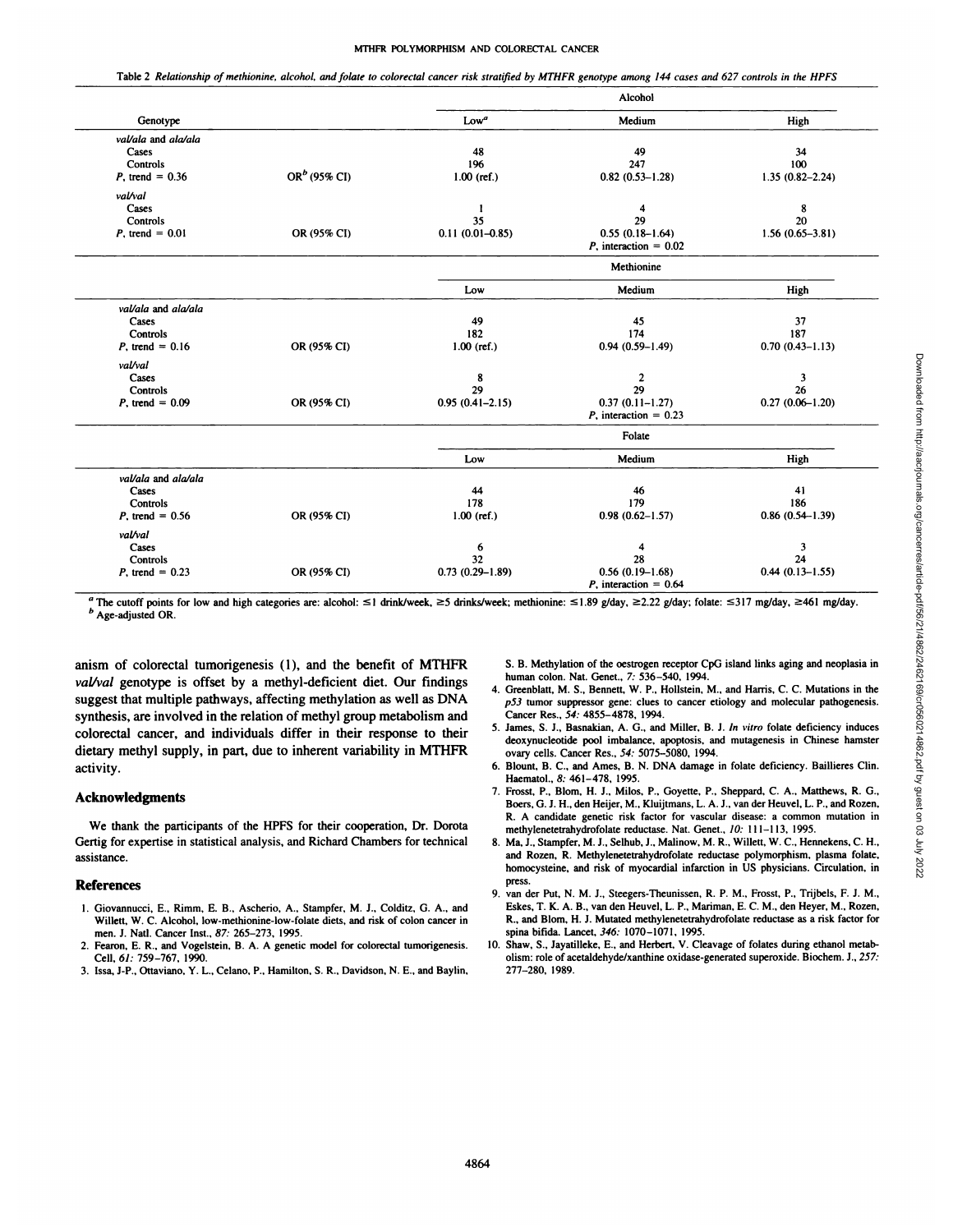Table 2 *Relationship of methionine, alcohol, and folate to colorectal cancer risk stratified by MTHFR genotype among 144 cases and 627 controls in the HPFS*

| Genotype | | Alcohol | | |
|---|---|---|---|---|
| | | Low[a] | Medium | High |
| *val/ala* and *ala/ala* | | | | |
| Cases | | 48 | 49 | 34 |
| Controls | | 196 | 247 | 100 |
| $P$, trend = 0.36 | OR[b] (95% CI) | 1.00 (ref.) | 0.82 (0.53–1.28) | 1.35 (0.82–2.24) |
| *val/val* | | | | |
| Cases | | 1 | 4 | 8 |
| Controls | | 35 | 29 | 20 |
| $P$, trend = 0.01 | OR (95% CI) | 0.11 (0.01–0.85) | 0.55 (0.18–1.64) $P$, interaction = 0.02 | 1.56 (0.65–3.81) |
| | | Methionine | | |
| | | Low | Medium | High |
| *val/ala* and *ala/ala* | | | | |
| Cases | | 49 | 45 | 37 |
| Controls | | 182 | 174 | 187 |
| $P$, trend = 0.16 | OR (95% CI) | 1.00 (ref.) | 0.94 (0.59–1.49) | 0.70 (0.43–1.13) |
| *val/val* | | | | |
| Cases | | 8 | 2 | 3 |
| Controls | | 29 | 29 | 26 |
| $P$, trend = 0.09 | OR (95% CI) | 0.95 (0.41–2.15) | 0.37 (0.11–1.27) $P$, interaction = 0.23 | 0.27 (0.06–1.20) |
| | | Folate | | |
| | | Low | Medium | High |
| *val/ala* and *ala/ala* | | | | |
| Cases | | 44 | 46 | 41 |
| Controls | | 178 | 179 | 186 |
| $P$, trend = 0.56 | OR (95% CI) | 1.00 (ref.) | 0.98 (0.62–1.57) | 0.86 (0.54–1.39) |
| *val/val* | | | | |
| Cases | | 6 | 4 | 3 |
| Controls | | 32 | 28 | 24 |
| $P$, trend = 0.23 | OR (95% CI) | 0.73 (0.29–1.89) | 0.56 (0.19–1.68) $P$, interaction = 0.64 | 0.44 (0.13–1.55) |

[a] The cutoff points for low and high categories are: alcohol: ≤1 drink/week, ≥5 drinks/week; methionine: ≤1.89 g/day, ≥2.22 g/day; folate: ≤317 mg/day, ≥461 mg/day.
[b] Age-adjusted OR.

anism of colorectal tumorigenesis (1), and the benefit of MTHFR *val/val* genotype is offset by a methyl-deficient diet. Our findings suggest that multiple pathways, affecting methylation as well as DNA synthesis, are involved in the relation of methyl group metabolism and colorectal cancer, and individuals differ in their response to their dietary methyl supply, in part, due to inherent variability in MTHFR activity.

## Acknowledgments

We thank the participants of the HPFS for their cooperation, Dr. Dorota Gertig for expertise in statistical analysis, and Richard Chambers for technical assistance.

## References

1. Giovannucci, E., Rimm, E. B., Ascherio, A., Stampfer, M. J., Colditz, G. A., and Willett, W. C. Alcohol, low-methionine-low-folate diets, and risk of colon cancer in men. J. Natl. Cancer Inst., *87:* 265–273, 1995.
2. Fearon, E. R., and Vogelstein, B. A. A genetic model for colorectal tumorigenesis. Cell, *61:* 759–767, 1990.
3. Issa, J-P., Ottaviano, Y. L., Celano, P., Hamilton, S. R., Davidson, N. E., and Baylin, S. B. Methylation of the oestrogen receptor CpG island links aging and neoplasia in human colon. Nat. Genet., *7:* 536–540, 1994.
4. Greenblatt, M. S., Bennett, W. P., Hollstein, M., and Harris, C. C. Mutations in the *p53* tumor suppressor gene: clues to cancer etiology and molecular pathogenesis. Cancer Res., *54:* 4855–4878, 1994.
5. James, S. J., Basnakian, A. G., and Miller, B. J. *In vitro* folate deficiency induces deoxynucleotide pool imbalance, apoptosis, and mutagenesis in Chinese hamster ovary cells. Cancer Res., *54:* 5075–5080, 1994.
6. Blount, B. C., and Ames, B. N. DNA damage in folate deficiency. Baillieres Clin. Haematol., *8:* 461–478, 1995.
7. Frosst, P., Blom, H. J., Milos, P., Goyette, P., Sheppard, C. A., Matthews, R. G., Boers, G. J. H., den Heijer, M., Kluijtmans, L. A. J., van der Heuvel, L. P., and Rozen, R. A candidate genetic risk factor for vascular disease: a common mutation in methylenetetrahydrofolate reductase. Nat. Genet., *10:* 111–113, 1995.
8. Ma, J., Stampfer, M. J., Selhub, J., Malinow, M. R., Willett, W. C., Hennekens, C. H., and Rozen, R. Methylenetetrahydrofolate reductase polymorphism, plasma folate, homocysteine, and risk of myocardial infarction in US physicians. Circulation, in press.
9. van der Put, N. M. J., Steegers-Theunissen, R. P. M., Frosst, P., Trijbels, F. J. M., Eskes, T. K. A. B., van den Heuvel, L. P., Mariman, E. C. M., den Heyer, M., Rozen, R., and Blom, H. J. Mutated methylenetetrahydrofolate reductase as a risk factor for spina bifida. Lancet, *346:* 1070–1071, 1995.
10. Shaw, S., Jayatilleke, E., and Herbert, V. Cleavage of folates during ethanol metabolism: role of acetaldehyde/xanthine oxidase-generated superoxide. Biochem. J., *257:* 277–280, 1989.